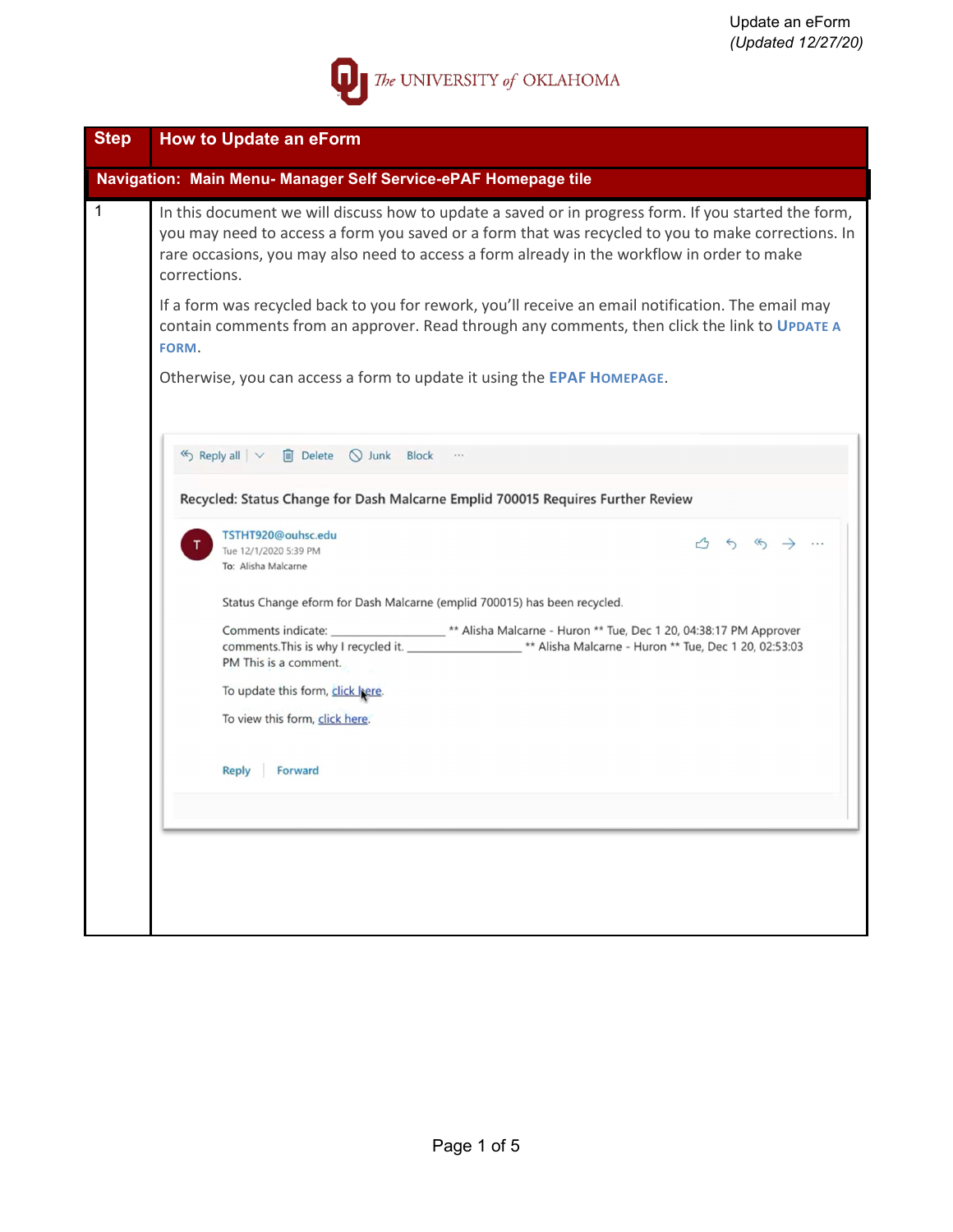| Step | How to Update an eForm |
|---|---|
| **Navigation: Main Menu- Manager Self Service-ePAF Homepage tile** | |
| 1 | In this document we will discuss how to update a saved or in progress form. If you started the form, you may need to access a form you saved or a form that was recycled to you to make corrections. In rare occasions, you may also need to access a form already in the workflow in order to make corrections.<br><br>If a form was recycled back to you for rework, you'll receive an email notification. The email may contain comments from an approver. Read through any comments, then click the link to **UPDATE A FORM**.<br><br>Otherwise, you can access a form to update it using the **EPAF HOMEPAGE**.<br><br>Reply all \| Delete Junk Block ...<br><br>Recycled: Status Change for Dash Malcarne Emplid 700015 Requires Further Review<br><br>TSTHT920@ouhsc.edu<br>Tue 12/1/2020 5:39 PM<br>To: Alisha Malcarne<br><br>Status Change eform for Dash Malcarne (emplid 700015) has been recycled.<br><br>Comments indicate: ________________ ** Alisha Malcarne - Huron ** Tue, Dec 1 20, 04:38:17 PM Approver comments.This is why I recycled it. ________________ ** Alisha Malcarne - Huron ** Tue, Dec 1 20, 02:53:03 PM This is a comment.<br><br>To update this form, click here.<br><br>To view this form, click here.<br><br>Reply \| Forward |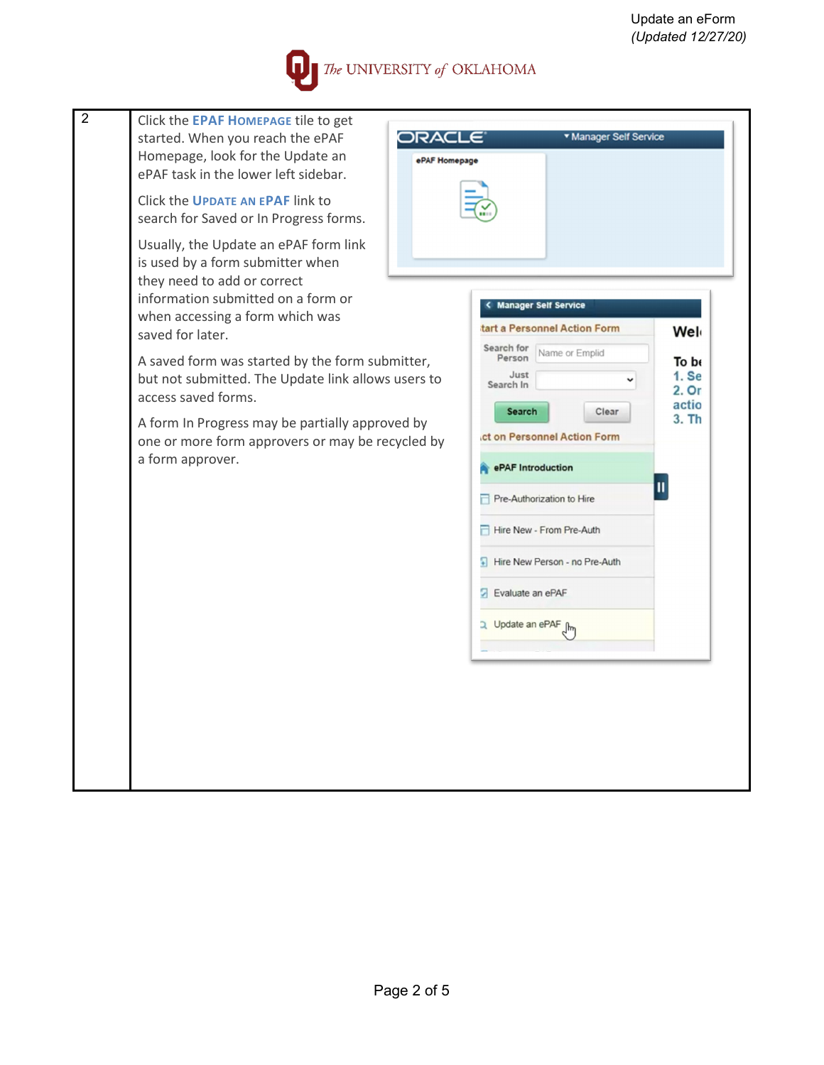| | |
|---|---|
| 2 | Click the **EPAF HOMEPAGE** tile to get started. When you reach the ePAF Homepage, look for the Update an ePAF task in the lower left sidebar.<br><br>Click the **UPDATE AN EPAF** link to search for Saved or In Progress forms.<br><br>Usually, the Update an ePAF form link is used by a form submitter when they need to add or correct information submitted on a form or when accessing a form which was saved for later.<br><br>A saved form was started by the form submitter, but not submitted. The Update link allows users to access saved forms.<br><br>A form In Progress may be partially approved by one or more form approvers or may be recycled by a form approver. |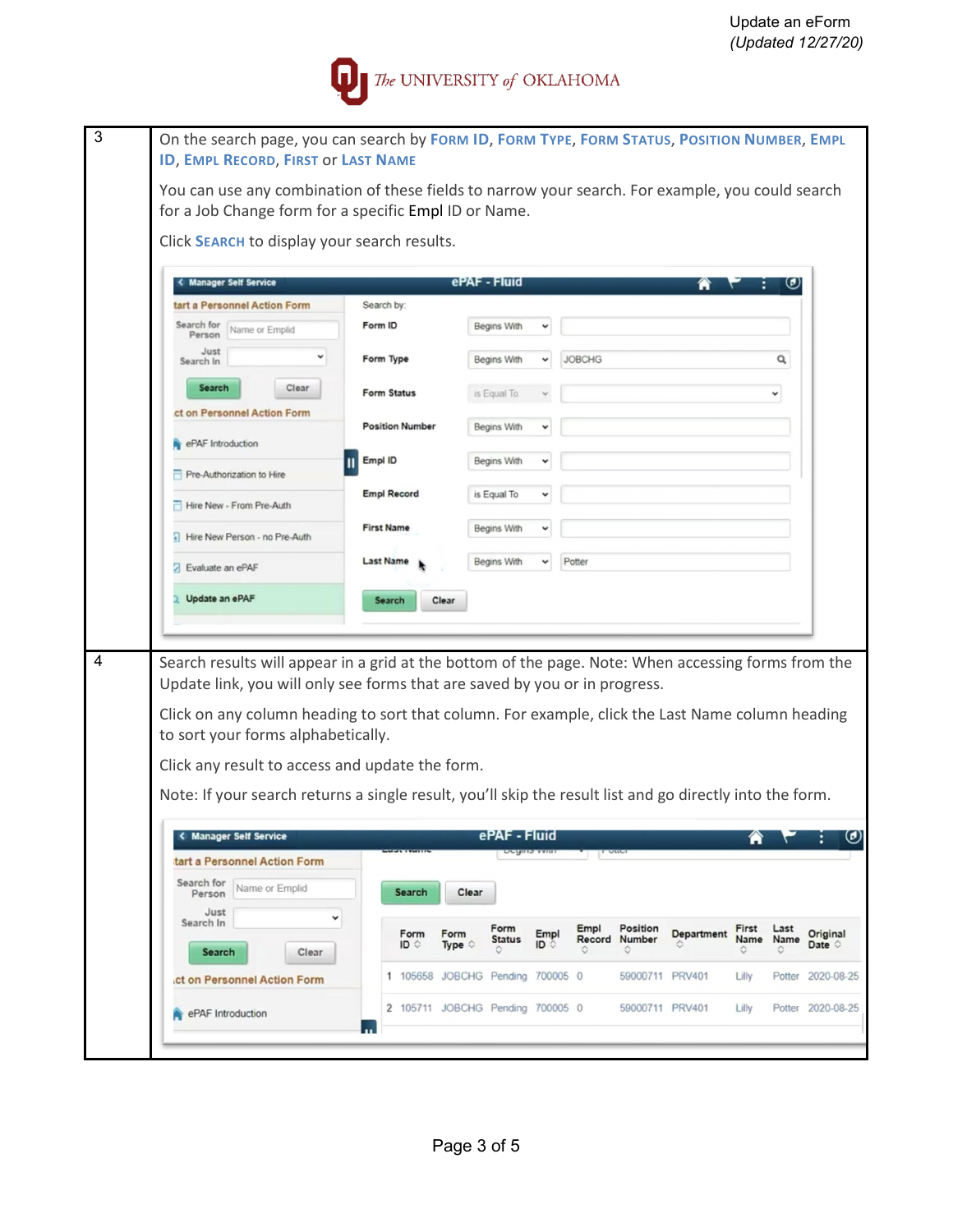| | |
|---|---|
| 3 | On the search page, you can search by **Form ID**, **Form Type**, **Form Status**, **Position Number**, **Empl ID**, **Empl Record**, **First** or **Last Name**<br><br>You can use any combination of these fields to narrow your search. For example, you could search for a Job Change form for a specific Empl ID or Name.<br><br>Click **Search** to display your search results. |
| 4 | Search results will appear in a grid at the bottom of the page. Note: When accessing forms from the Update link, you will only see forms that are saved by you or in progress.<br><br>Click on any column heading to sort that column. For example, click the Last Name column heading to sort your forms alphabetically.<br><br>Click any result to access and update the form.<br><br>Note: If your search returns a single result, you'll skip the result list and go directly into the form. |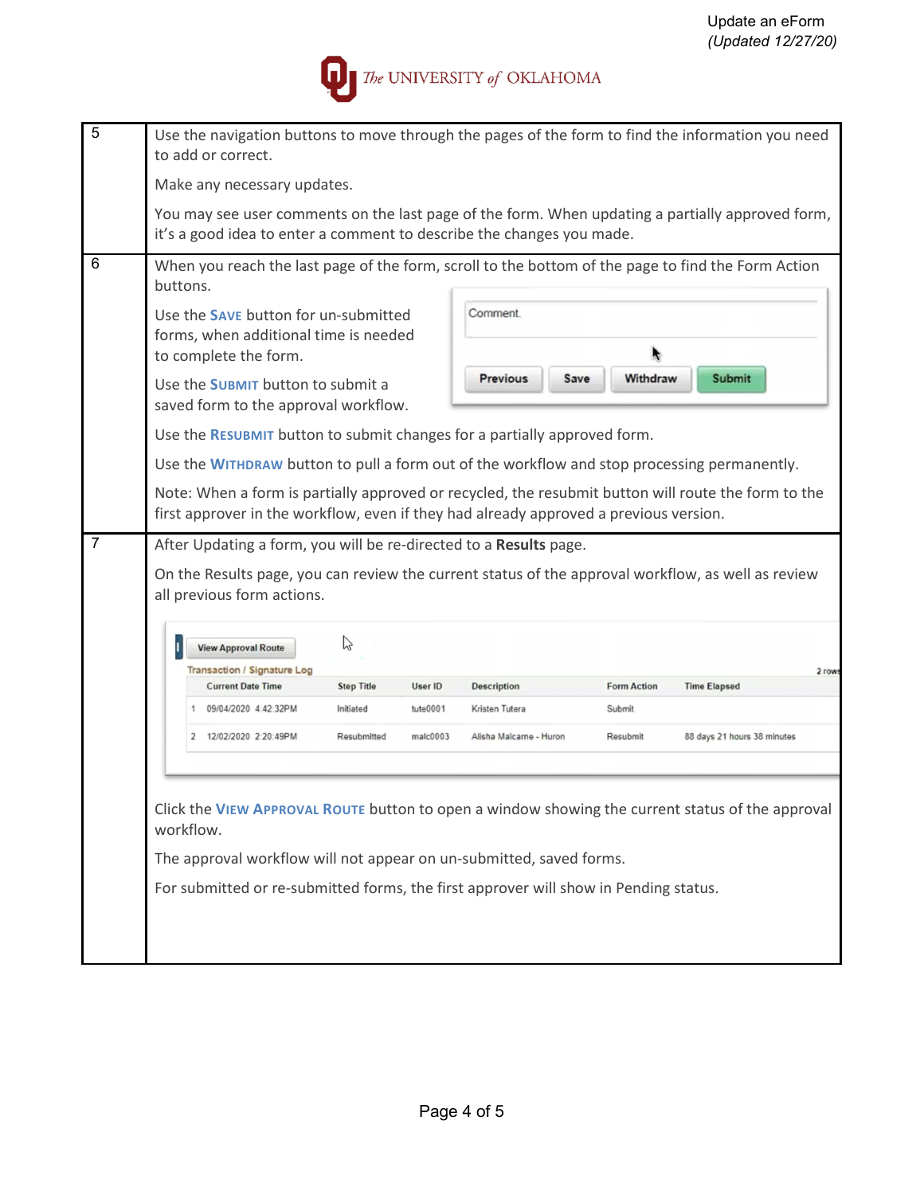| | |
|---|---|
| 5 | Use the navigation buttons to move through the pages of the form to find the information you need to add or correct.<br><br>Make any necessary updates.<br><br>You may see user comments on the last page of the form. When updating a partially approved form, it's a good idea to enter a comment to describe the changes you made. |
| 6 | When you reach the last page of the form, scroll to the bottom of the page to find the Form Action buttons.<br><br>Use the **Save** button for un-submitted forms, when additional time is needed to complete the form.<br><br>Use the **Submit** button to submit a saved form to the approval workflow.<br><br>Comment<br>Previous Save Withdraw Submit<br><br>Use the **Resubmit** button to submit changes for a partially approved form.<br><br>Use the **Withdraw** button to pull a form out of the workflow and stop processing permanently.<br><br>Note: When a form is partially approved or recycled, the resubmit button will route the form to the first approver in the workflow, even if they had already approved a previous version. |
| 7 | After Updating a form, you will be re-directed to a **Results** page.<br><br>On the Results page, you can review the current status of the approval workflow, as well as review all previous form actions.<br><br>View Approval Route<br>Transaction / Signature Log — 2 rows<br>Current Date Time / Step Title / User ID / Description / Form Action / Time Elapsed<br>1 09/04/2020 4:42:32PM / Initiated / tute0001 / Kristen Tutera / Submit<br>2 12/02/2020 2:20:49PM / Resubmitted / malc0003 / Alisha Malcarne - Huron / Resubmit / 88 days 21 hours 38 minutes<br><br>Click the **View Approval Route** button to open a window showing the current status of the approval workflow.<br><br>The approval workflow will not appear on un-submitted, saved forms.<br><br>For submitted or re-submitted forms, the first approver will show in Pending status. |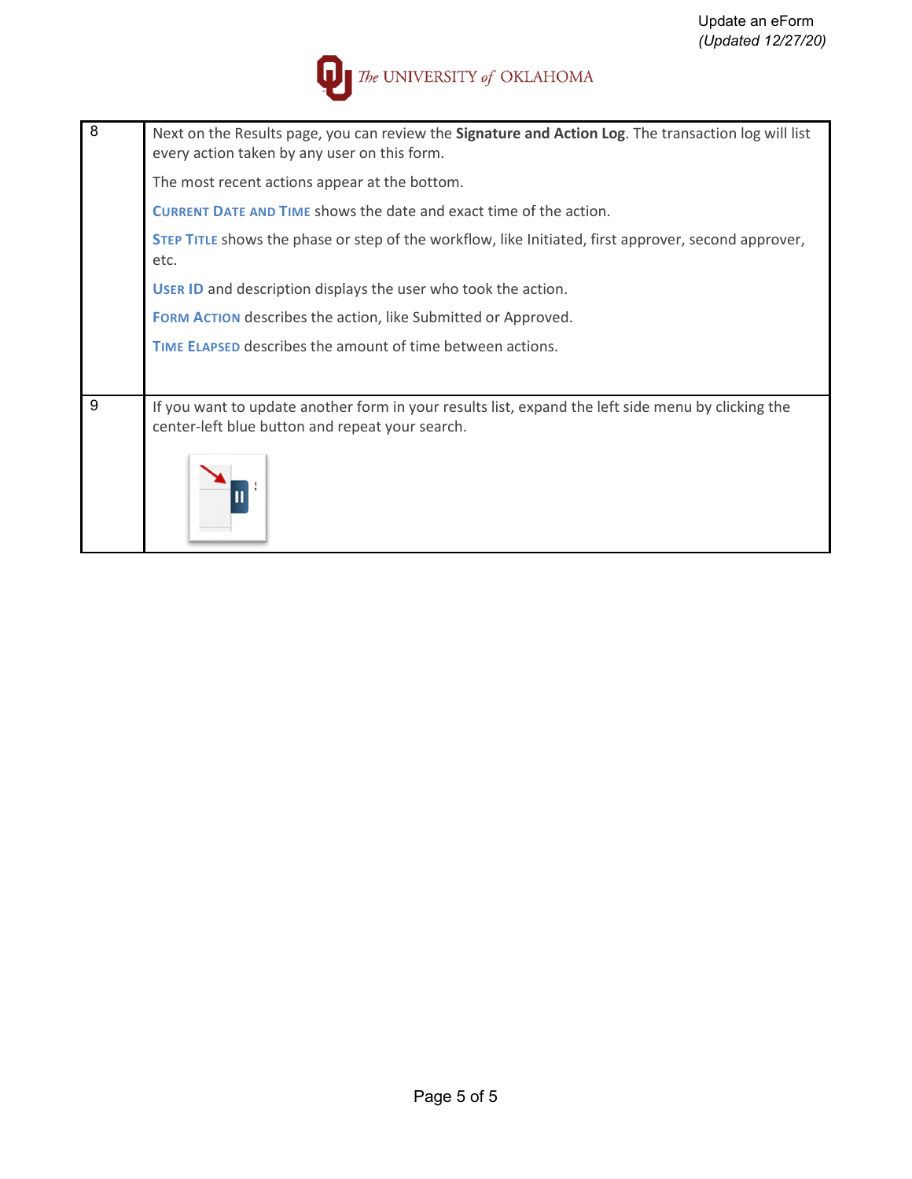| | |
|---|---|
| 8 | Next on the Results page, you can review the **Signature and Action Log**. The transaction log will list every action taken by any user on this form.<br><br>The most recent actions appear at the bottom.<br><br>CURRENT DATE AND TIME shows the date and exact time of the action.<br><br>STEP TITLE shows the phase or step of the workflow, like Initiated, first approver, second approver, etc.<br><br>USER ID and description displays the user who took the action.<br><br>FORM ACTION describes the action, like Submitted or Approved.<br><br>TIME ELAPSED describes the amount of time between actions. |
| 9 | If you want to update another form in your results list, expand the left side menu by clicking the center-left blue button and repeat your search. |